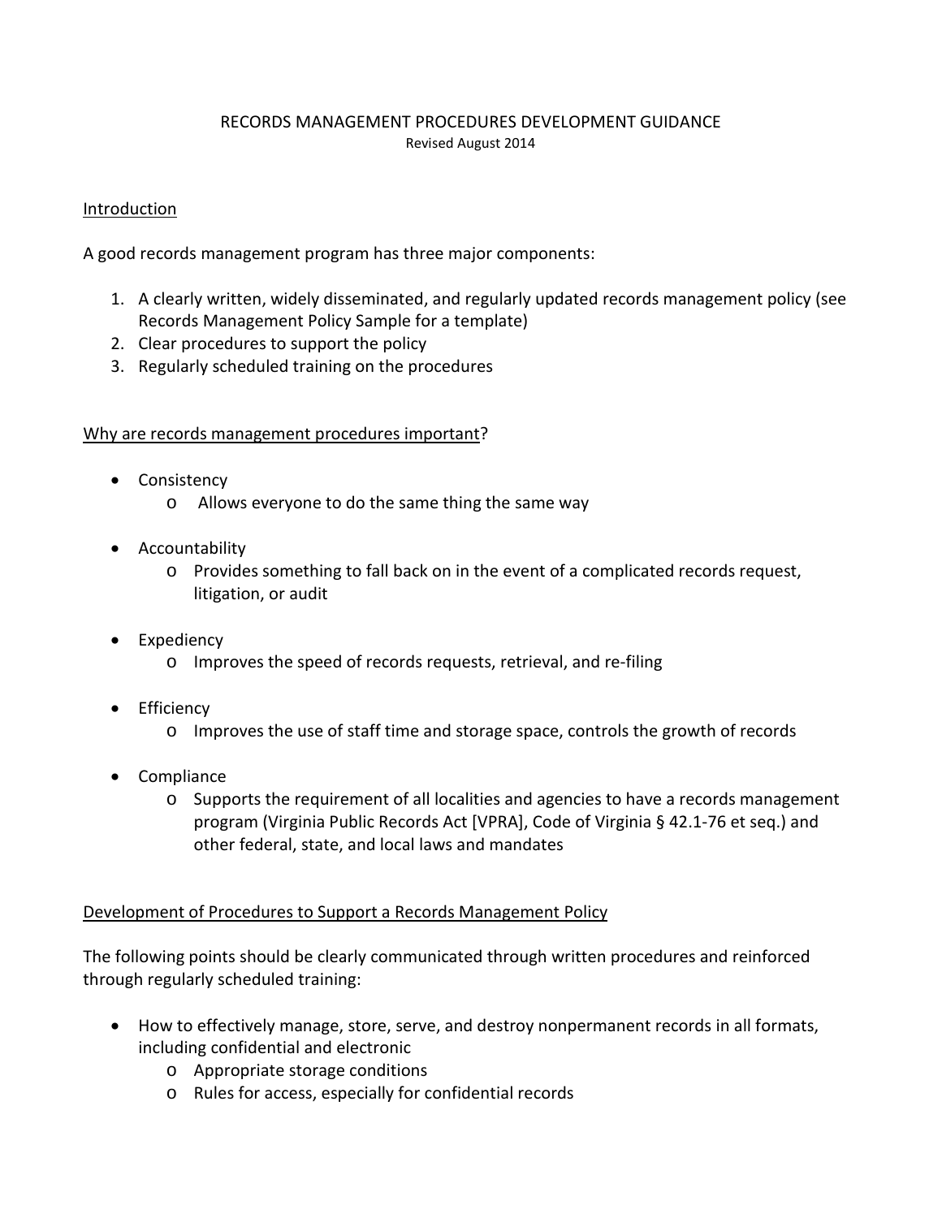# RECORDS MANAGEMENT PROCEDURES DEVELOPMENT GUIDANCE

Revised August 2014

## Introduction

A good records management program has three major components:

1. A clearly written, widely disseminated, and regularly updated records management policy (see Records Management Policy Sample for a template)
2. Clear procedures to support the policy
3. Regularly scheduled training on the procedures

## Why are records management procedures important?

- Consistency
  - Allows everyone to do the same thing the same way
- Accountability
  - Provides something to fall back on in the event of a complicated records request, litigation, or audit
- Expediency
  - Improves the speed of records requests, retrieval, and re-filing
- Efficiency
  - Improves the use of staff time and storage space, controls the growth of records
- Compliance
  - Supports the requirement of all localities and agencies to have a records management program (Virginia Public Records Act [VPRA], Code of Virginia § 42.1-76 et seq.) and other federal, state, and local laws and mandates

## Development of Procedures to Support a Records Management Policy

The following points should be clearly communicated through written procedures and reinforced through regularly scheduled training:

- How to effectively manage, store, serve, and destroy nonpermanent records in all formats, including confidential and electronic
  - Appropriate storage conditions
  - Rules for access, especially for confidential records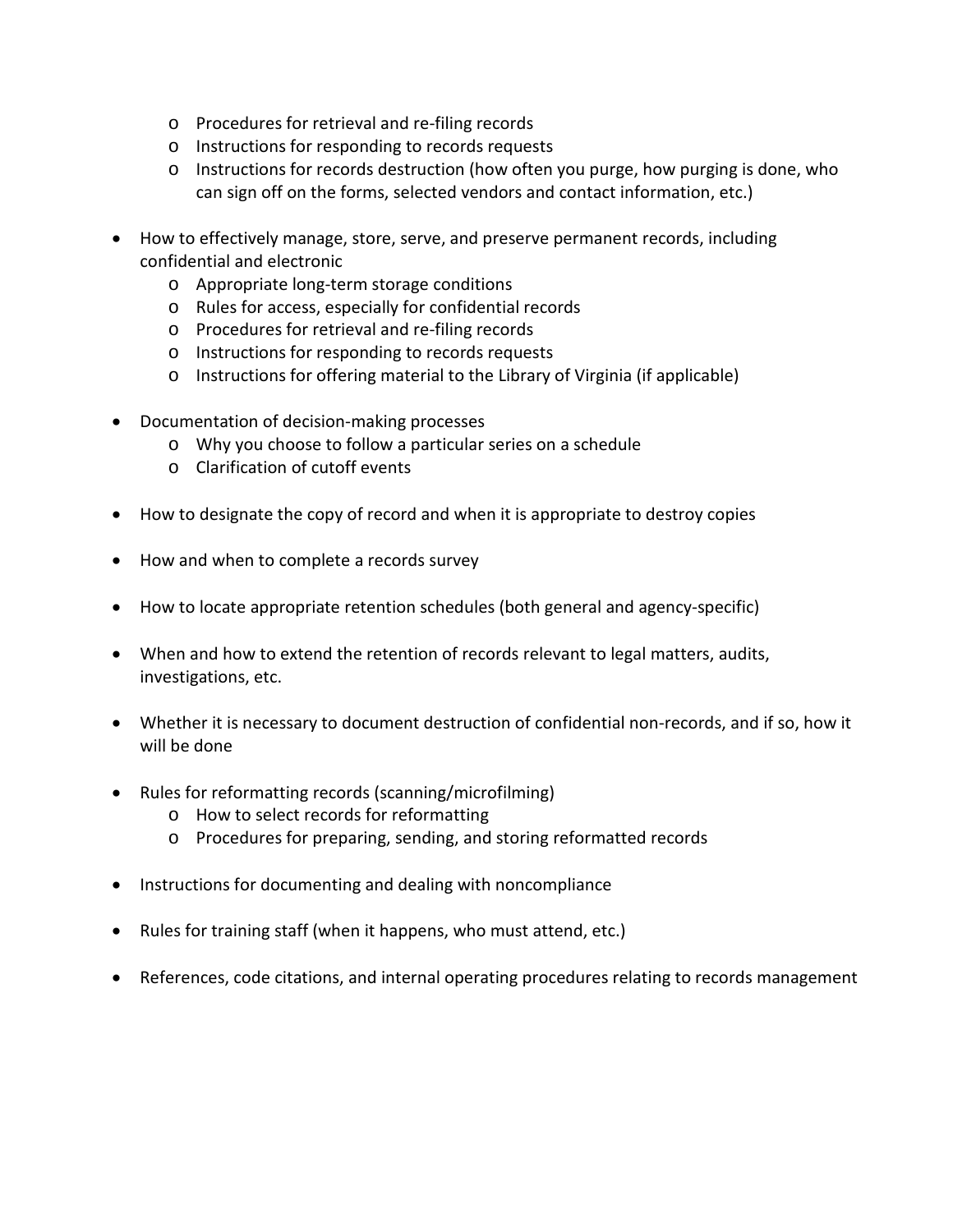- Procedures for retrieval and re-filing records
  - Instructions for responding to records requests
  - Instructions for records destruction (how often you purge, how purging is done, who can sign off on the forms, selected vendors and contact information, etc.)

- How to effectively manage, store, serve, and preserve permanent records, including confidential and electronic
  - Appropriate long-term storage conditions
  - Rules for access, especially for confidential records
  - Procedures for retrieval and re-filing records
  - Instructions for responding to records requests
  - Instructions for offering material to the Library of Virginia (if applicable)

- Documentation of decision-making processes
  - Why you choose to follow a particular series on a schedule
  - Clarification of cutoff events

- How to designate the copy of record and when it is appropriate to destroy copies

- How and when to complete a records survey

- How to locate appropriate retention schedules (both general and agency-specific)

- When and how to extend the retention of records relevant to legal matters, audits, investigations, etc.

- Whether it is necessary to document destruction of confidential non-records, and if so, how it will be done

- Rules for reformatting records (scanning/microfilming)
  - How to select records for reformatting
  - Procedures for preparing, sending, and storing reformatted records

- Instructions for documenting and dealing with noncompliance

- Rules for training staff (when it happens, who must attend, etc.)

- References, code citations, and internal operating procedures relating to records management